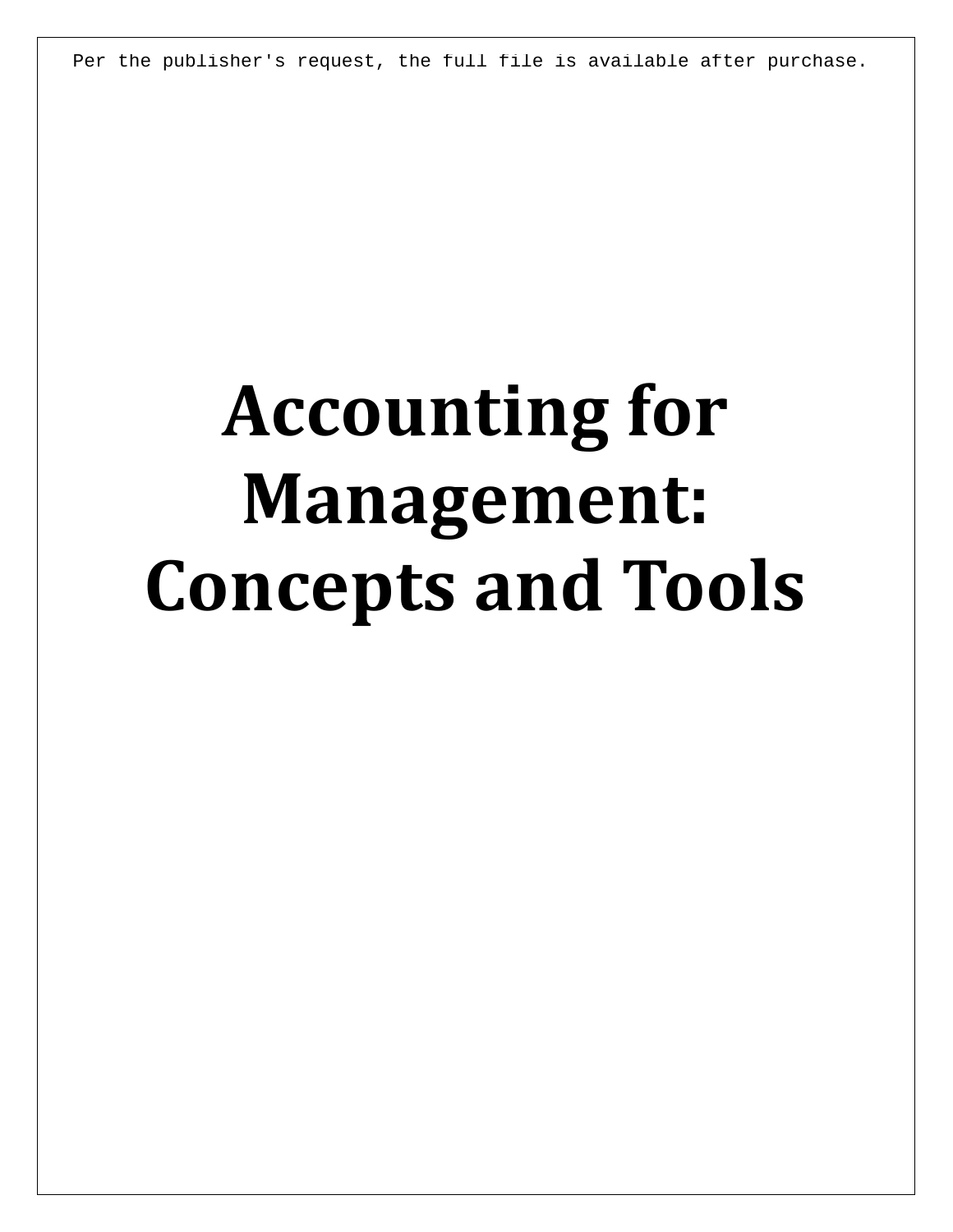# Accounting for Management: Concepts and Tools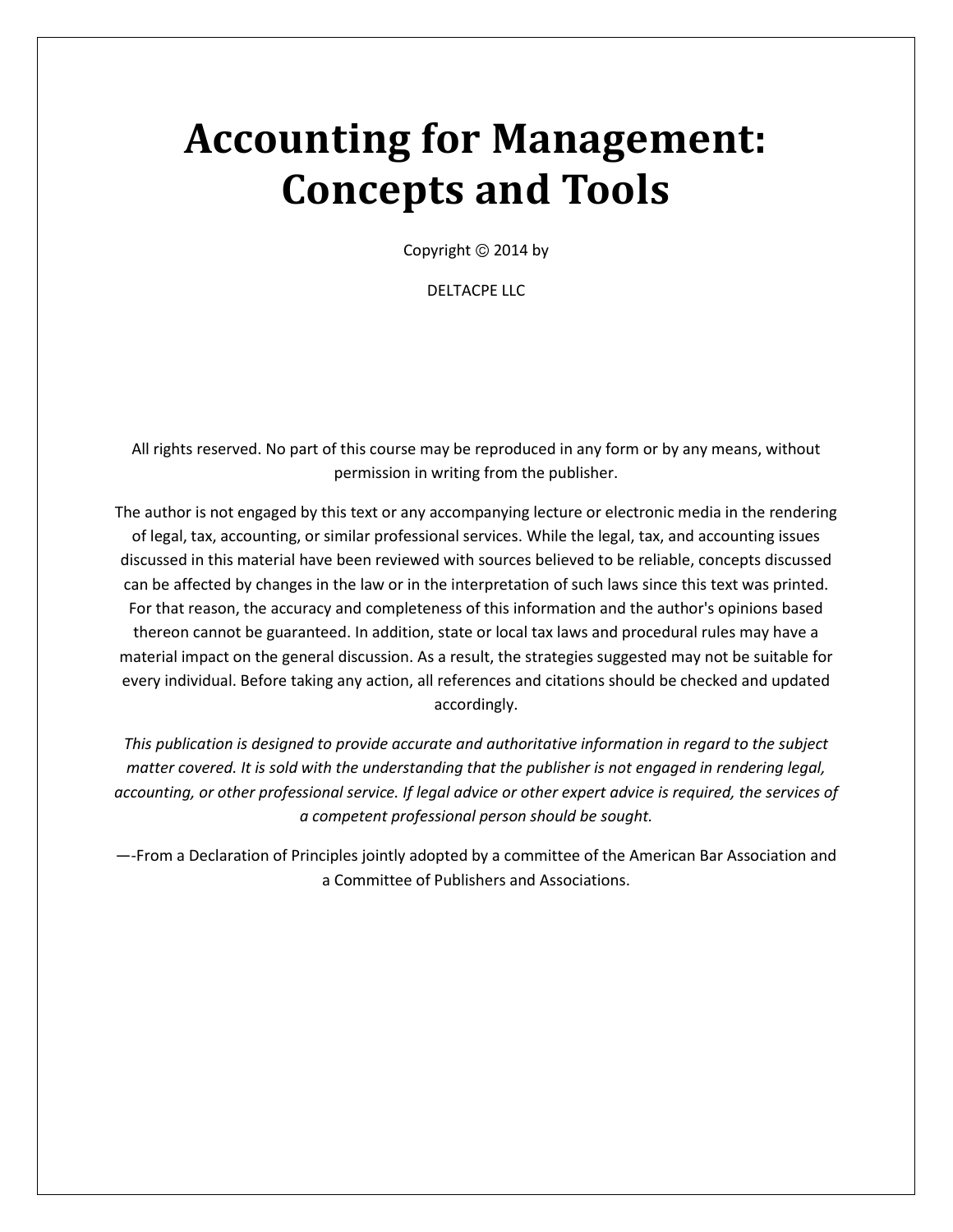# Accounting for Management: Concepts and Tools

Copyright © 2014 by

DELTACPE LLC

All rights reserved. No part of this course may be reproduced in any form or by any means, without permission in writing from the publisher.

The author is not engaged by this text or any accompanying lecture or electronic media in the rendering of legal, tax, accounting, or similar professional services. While the legal, tax, and accounting issues discussed in this material have been reviewed with sources believed to be reliable, concepts discussed can be affected by changes in the law or in the interpretation of such laws since this text was printed. For that reason, the accuracy and completeness of this information and the author's opinions based thereon cannot be guaranteed. In addition, state or local tax laws and procedural rules may have a material impact on the general discussion. As a result, the strategies suggested may not be suitable for every individual. Before taking any action, all references and citations should be checked and updated accordingly.

*This publication is designed to provide accurate and authoritative information in regard to the subject matter covered. It is sold with the understanding that the publisher is not engaged in rendering legal, accounting, or other professional service. If legal advice or other expert advice is required, the services of a competent professional person should be sought.*

—-From a Declaration of Principles jointly adopted by a committee of the American Bar Association and a Committee of Publishers and Associations.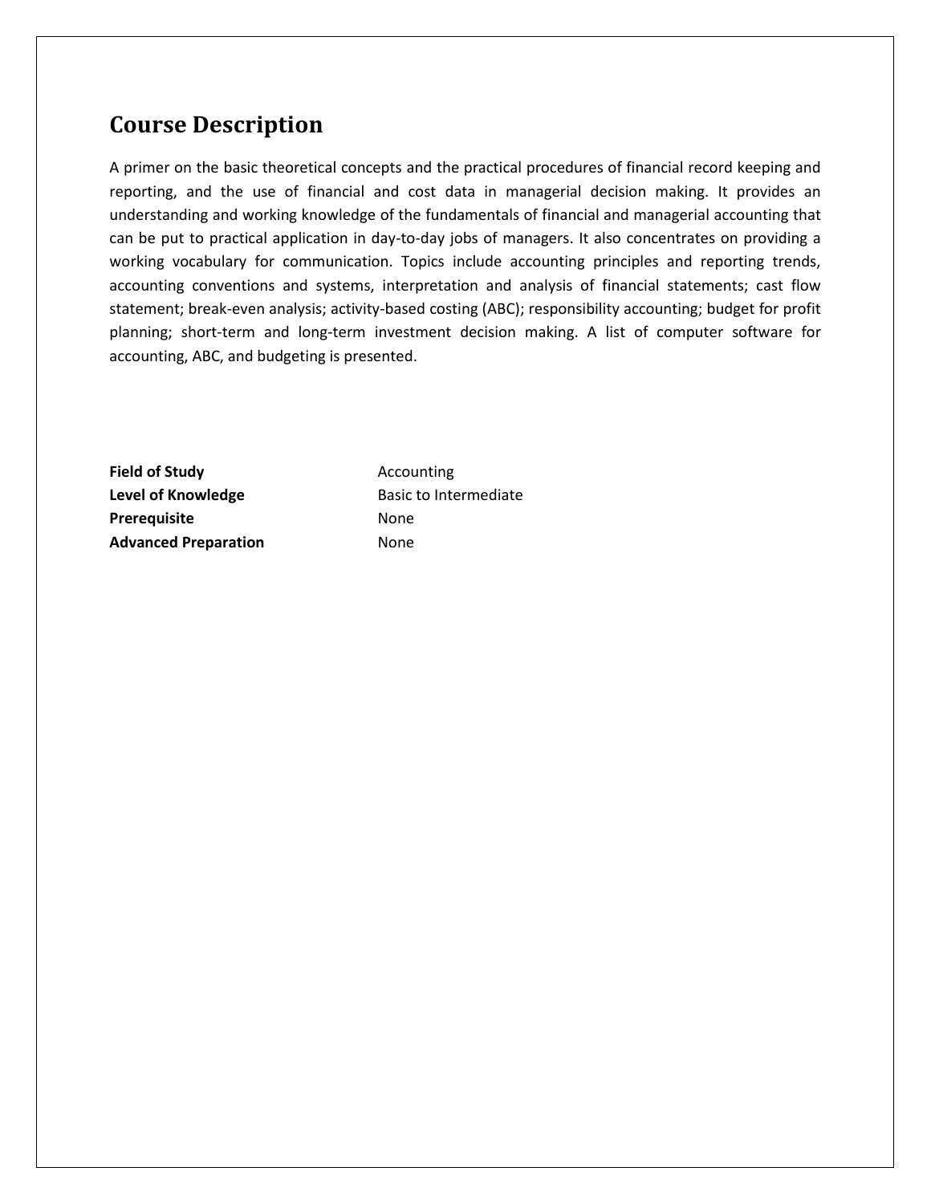## Course Description

A primer on the basic theoretical concepts and the practical procedures of financial record keeping and reporting, and the use of financial and cost data in managerial decision making. It provides an understanding and working knowledge of the fundamentals of financial and managerial accounting that can be put to practical application in day-to-day jobs of managers. It also concentrates on providing a working vocabulary for communication. Topics include accounting principles and reporting trends, accounting conventions and systems, interpretation and analysis of financial statements; cast flow statement; break-even analysis; activity-based costing (ABC); responsibility accounting; budget for profit planning; short-term and long-term investment decision making. A list of computer software for accounting, ABC, and budgeting is presented.

| | |
|---|---|
| **Field of Study** | Accounting |
| **Level of Knowledge** | Basic to Intermediate |
| **Prerequisite** | None |
| **Advanced Preparation** | None |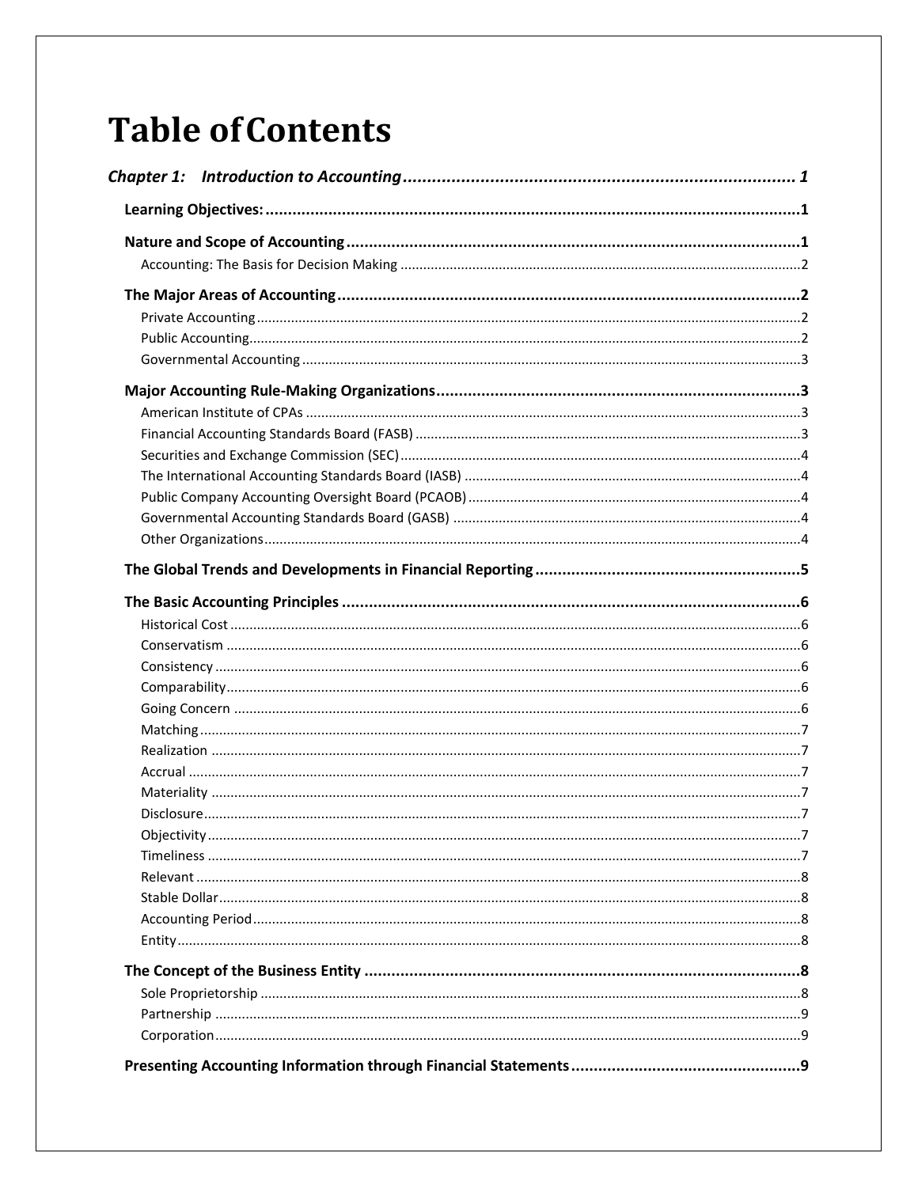# Table of Contents

*Chapter 1: Introduction to Accounting* ..... *1*

**Learning Objectives:** ..... **1**

**Nature and Scope of Accounting** ..... **1**

- Accounting: The Basis for Decision Making ..... 2

**The Major Areas of Accounting** ..... **2**

- Private Accounting ..... 2
- Public Accounting ..... 2
- Governmental Accounting ..... 3

**Major Accounting Rule-Making Organizations** ..... **3**

- American Institute of CPAs ..... 3
- Financial Accounting Standards Board (FASB) ..... 3
- Securities and Exchange Commission (SEC) ..... 4
- The International Accounting Standards Board (IASB) ..... 4
- Public Company Accounting Oversight Board (PCAOB) ..... 4
- Governmental Accounting Standards Board (GASB) ..... 4
- Other Organizations ..... 4

**The Global Trends and Developments in Financial Reporting** ..... **5**

**The Basic Accounting Principles** ..... **6**

- Historical Cost ..... 6
- Conservatism ..... 6
- Consistency ..... 6
- Comparability ..... 6
- Going Concern ..... 6
- Matching ..... 7
- Realization ..... 7
- Accrual ..... 7
- Materiality ..... 7
- Disclosure ..... 7
- Objectivity ..... 7
- Timeliness ..... 7
- Relevant ..... 8
- Stable Dollar ..... 8
- Accounting Period ..... 8
- Entity ..... 8

**The Concept of the Business Entity** ..... **8**

- Sole Proprietorship ..... 8
- Partnership ..... 9
- Corporation ..... 9

**Presenting Accounting Information through Financial Statements** ..... **9**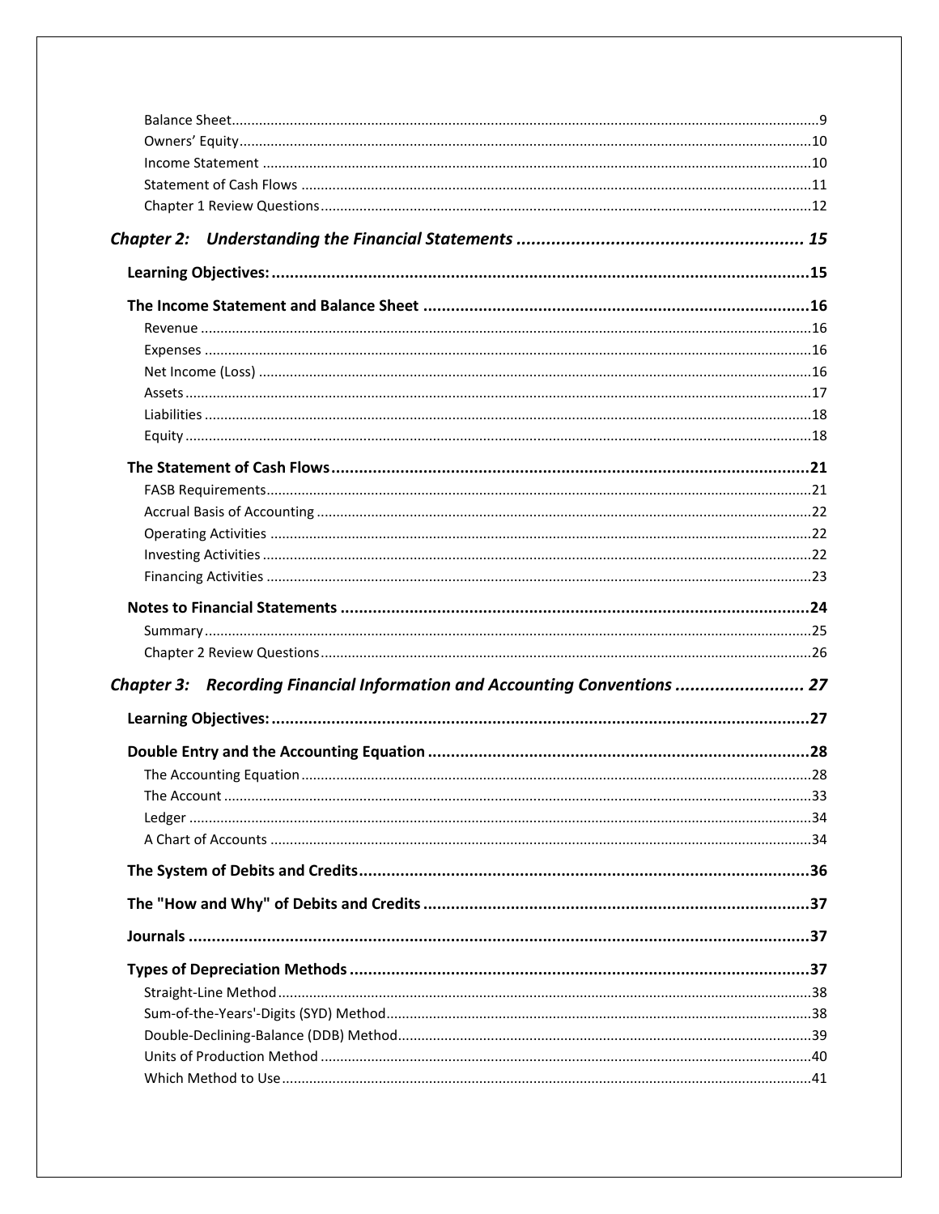- Balance Sheet ... 9
- Owners' Equity ... 10
- Income Statement ... 10
- Statement of Cash Flows ... 11
- Chapter 1 Review Questions ... 12

## *Chapter 2: Understanding the Financial Statements ... 15*

### **Learning Objectives: ... 15**

### **The Income Statement and Balance Sheet ... 16**

- Revenue ... 16
- Expenses ... 16
- Net Income (Loss) ... 16
- Assets ... 17
- Liabilities ... 18
- Equity ... 18

### **The Statement of Cash Flows ... 21**

- FASB Requirements ... 21
- Accrual Basis of Accounting ... 22
- Operating Activities ... 22
- Investing Activities ... 22
- Financing Activities ... 23

### **Notes to Financial Statements ... 24**

- Summary ... 25
- Chapter 2 Review Questions ... 26

## *Chapter 3: Recording Financial Information and Accounting Conventions ... 27*

### **Learning Objectives: ... 27**

### **Double Entry and the Accounting Equation ... 28**

- The Accounting Equation ... 28
- The Account ... 33
- Ledger ... 34
- A Chart of Accounts ... 34

### **The System of Debits and Credits ... 36**

### **The "How and Why" of Debits and Credits ... 37**

### **Journals ... 37**

### **Types of Depreciation Methods ... 37**

- Straight-Line Method ... 38
- Sum-of-the-Years'-Digits (SYD) Method ... 38
- Double-Declining-Balance (DDB) Method ... 39
- Units of Production Method ... 40
- Which Method to Use ... 41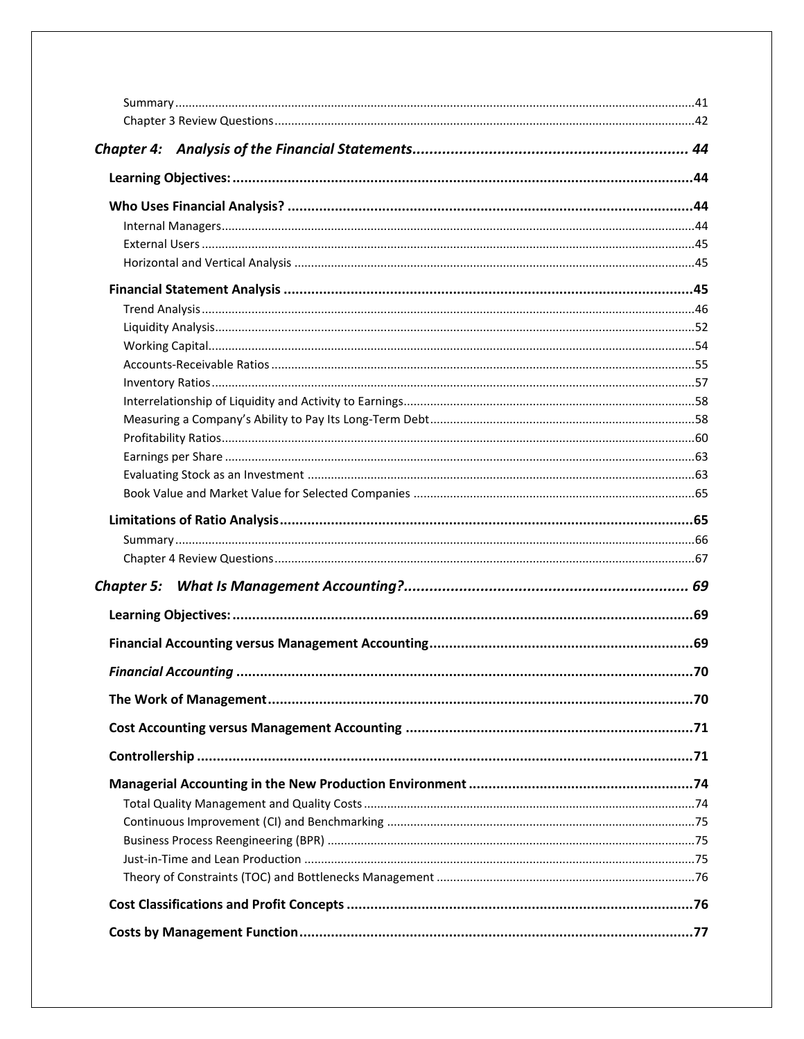Summary ....................................................................................................................................................41
Chapter 3 Review Questions .............................................................................................................................42

***Chapter 4: Analysis of the Financial Statements*** ................................................................. 44

**Learning Objectives:** .................................................................................................................44

**Who Uses Financial Analysis?** ......................................................................................................44

Internal Managers ..........................................................................................................................................44
External Users ................................................................................................................................................45
Horizontal and Vertical Analysis .....................................................................................................................45

**Financial Statement Analysis** .......................................................................................................45

Trend Analysis ................................................................................................................................................46
Liquidity Analysis ............................................................................................................................................52
Working Capital ..............................................................................................................................................54
Accounts-Receivable Ratios ...........................................................................................................................55
Inventory Ratios .............................................................................................................................................57
Interrelationship of Liquidity and Activity to Earnings ......................................................................................58
Measuring a Company's Ability to Pay Its Long-Term Debt ..............................................................................58
Profitability Ratios ..........................................................................................................................................60
Earnings per Share .........................................................................................................................................63
Evaluating Stock as an Investment .................................................................................................................63
Book Value and Market Value for Selected Companies ...................................................................................65

**Limitations of Ratio Analysis** .........................................................................................................65

Summary ........................................................................................................................................................66
Chapter 4 Review Questions ...........................................................................................................................67

***Chapter 5: What Is Management Accounting?*** ..................................................................... 69

**Learning Objectives:** .................................................................................................................69

**Financial Accounting versus Management Accounting** ..................................................................69

***Financial Accounting*** ....................................................................................................................70

**The Work of Management** ............................................................................................................70

**Cost Accounting versus Management Accounting** .........................................................................71

**Controllership** ............................................................................................................................71

**Managerial Accounting in the New Production Environment** ........................................................74

Total Quality Management and Quality Costs ..................................................................................................74
Continuous Improvement (CI) and Benchmarking ...........................................................................................75
Business Process Reengineering (BPR) ...........................................................................................................75
Just-in-Time and Lean Production ...................................................................................................................75
Theory of Constraints (TOC) and Bottlenecks Management ............................................................................76

**Cost Classifications and Profit Concepts** .......................................................................................76

**Costs by Management Function** ..................................................................................................77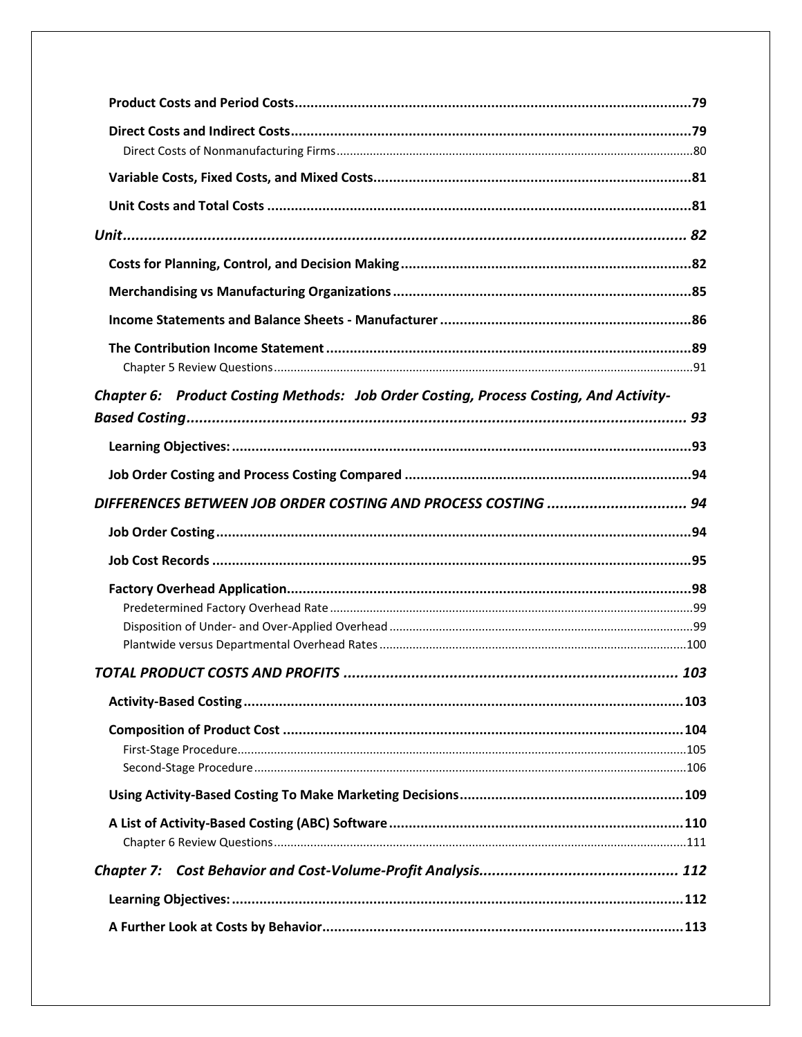**Product Costs and Period Costs** .......... 79

**Direct Costs and Indirect Costs** .......... 79

Direct Costs of Nonmanufacturing Firms .......... 80

**Variable Costs, Fixed Costs, and Mixed Costs** .......... 81

**Unit Costs and Total Costs** .......... 81

***Unit*** .......... ***82***

**Costs for Planning, Control, and Decision Making** .......... 82

**Merchandising vs Manufacturing Organizations** .......... 85

**Income Statements and Balance Sheets - Manufacturer** .......... 86

**The Contribution Income Statement** .......... 89

Chapter 5 Review Questions .......... 91

***Chapter 6: Product Costing Methods: Job Order Costing, Process Costing, And Activity-Based Costing*** .......... ***93***

**Learning Objectives:** .......... 93

**Job Order Costing and Process Costing Compared** .......... 94

***DIFFERENCES BETWEEN JOB ORDER COSTING AND PROCESS COSTING*** .......... ***94***

**Job Order Costing** .......... 94

**Job Cost Records** .......... 95

**Factory Overhead Application** .......... 98

Predetermined Factory Overhead Rate .......... 99

Disposition of Under- and Over-Applied Overhead .......... 99

Plantwide versus Departmental Overhead Rates .......... 100

***TOTAL PRODUCT COSTS AND PROFITS*** .......... ***103***

**Activity-Based Costing** .......... 103

**Composition of Product Cost** .......... 104

First-Stage Procedure .......... 105

Second-Stage Procedure .......... 106

**Using Activity-Based Costing To Make Marketing Decisions** .......... 109

**A List of Activity-Based Costing (ABC) Software** .......... 110

Chapter 6 Review Questions .......... 111

***Chapter 7: Cost Behavior and Cost-Volume-Profit Analysis*** .......... ***112***

**Learning Objectives:** .......... 112

**A Further Look at Costs by Behavior** .......... 113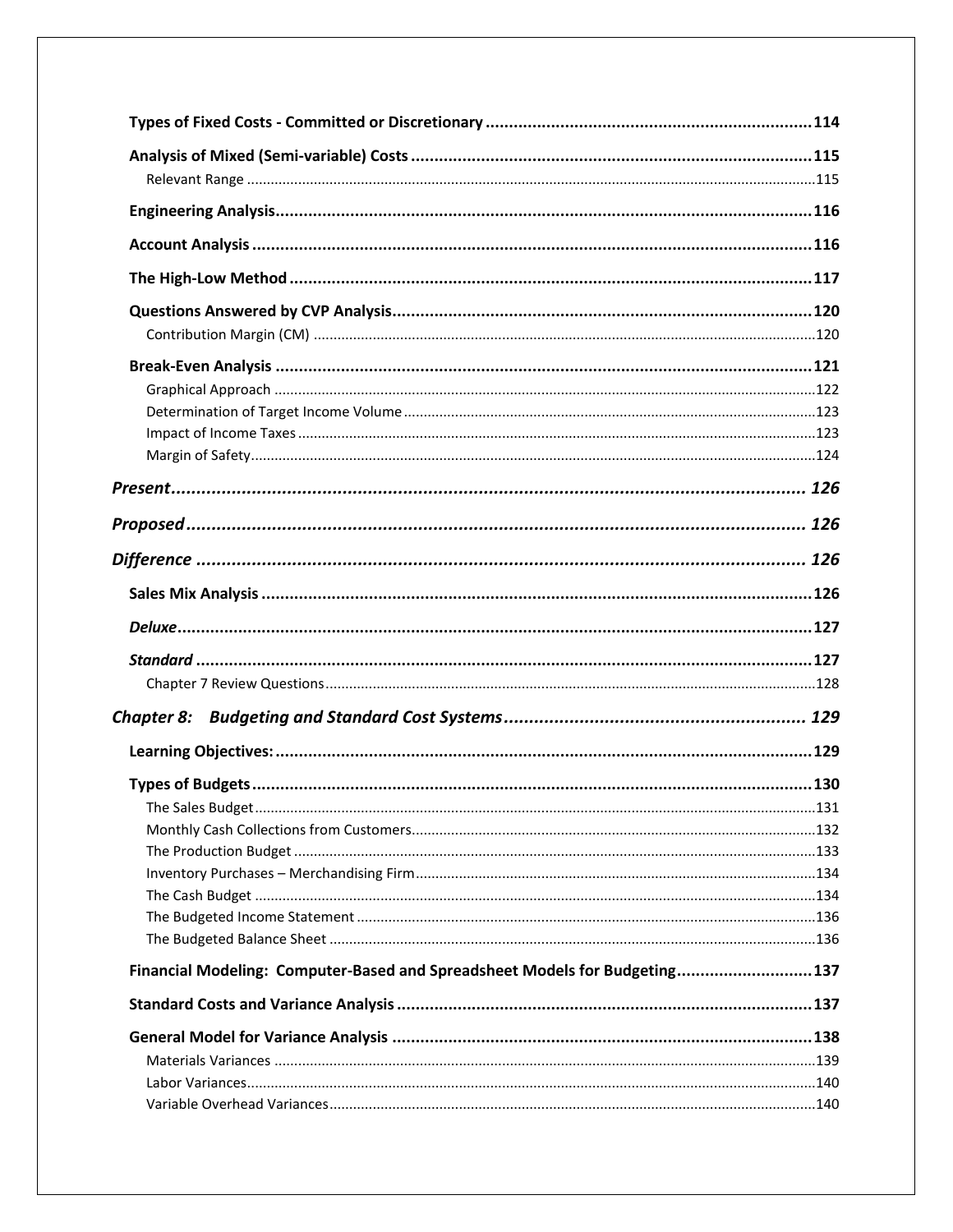**Types of Fixed Costs - Committed or Discretionary** ..................... 114

**Analysis of Mixed (Semi-variable) Costs** ..................... 115

Relevant Range ..................... 115

**Engineering Analysis** ..................... 116

**Account Analysis** ..................... 116

**The High-Low Method** ..................... 117

**Questions Answered by CVP Analysis** ..................... 120

Contribution Margin (CM) ..................... 120

**Break-Even Analysis** ..................... 121

Graphical Approach ..................... 122

Determination of Target Income Volume ..................... 123

Impact of Income Taxes ..................... 123

Margin of Safety ..................... 124

***Present*** ..................... 126

***Proposed*** ..................... 126

***Difference*** ..................... 126

**Sales Mix Analysis** ..................... 126

***Deluxe*** ..................... 127

***Standard*** ..................... 127

Chapter 7 Review Questions ..................... 128

***Chapter 8: Budgeting and Standard Cost Systems*** ..................... 129

**Learning Objectives:** ..................... 129

**Types of Budgets** ..................... 130

The Sales Budget ..................... 131

Monthly Cash Collections from Customers ..................... 132

The Production Budget ..................... 133

Inventory Purchases – Merchandising Firm ..................... 134

The Cash Budget ..................... 134

The Budgeted Income Statement ..................... 136

The Budgeted Balance Sheet ..................... 136

**Financial Modeling: Computer-Based and Spreadsheet Models for Budgeting** ..................... 137

**Standard Costs and Variance Analysis** ..................... 137

**General Model for Variance Analysis** ..................... 138

Materials Variances ..................... 139

Labor Variances ..................... 140

Variable Overhead Variances ..................... 140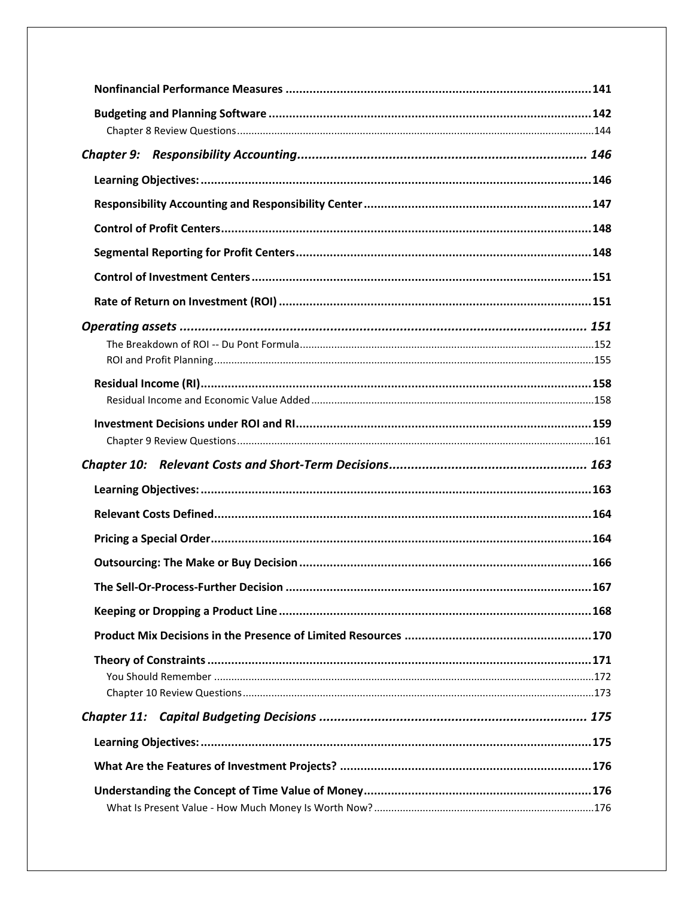**Nonfinancial Performance Measures** ........................................................................................ 141

**Budgeting and Planning Software** ............................................................................................. 142

Chapter 8 Review Questions ............................................................................................................ 144

***Chapter 9: Responsibility Accounting*** ............................................................................... 146

**Learning Objectives:** ................................................................................................................... 146

**Responsibility Accounting and Responsibility Center** ................................................................. 147

**Control of Profit Centers** ............................................................................................................. 148

**Segmental Reporting for Profit Centers** ...................................................................................... 148

**Control of Investment Centers** .................................................................................................... 151

**Rate of Return on Investment (ROI)** ........................................................................................... 151

***Operating assets*** ................................................................................................................... 151

The Breakdown of ROI -- Du Pont Formula ...................................................................................... 152

ROI and Profit Planning .................................................................................................................... 155

**Residual Income (RI)** ................................................................................................................... 158

Residual Income and Economic Value Added .................................................................................. 158

**Investment Decisions under ROI and RI** ...................................................................................... 159

Chapter 9 Review Questions ............................................................................................................ 161

***Chapter 10: Relevant Costs and Short-Term Decisions*** ...................................................... 163

**Learning Objectives:** ................................................................................................................... 163

**Relevant Costs Defined** ............................................................................................................... 164

**Pricing a Special Order** ................................................................................................................ 164

**Outsourcing: The Make or Buy Decision** ..................................................................................... 166

**The Sell-Or-Process-Further Decision** ......................................................................................... 167

**Keeping or Dropping a Product Line** ........................................................................................... 168

**Product Mix Decisions in the Presence of Limited Resources** ..................................................... 170

**Theory of Constraints** .................................................................................................................. 171

You Should Remember .................................................................................................................... 172

Chapter 10 Review Questions .......................................................................................................... 173

***Chapter 11: Capital Budgeting Decisions*** ........................................................................... 175

**Learning Objectives:** ................................................................................................................... 175

**What Are the Features of Investment Projects?** ......................................................................... 176

**Understanding the Concept of Time Value of Money** ................................................................. 176

What Is Present Value - How Much Money Is Worth Now? ............................................................. 176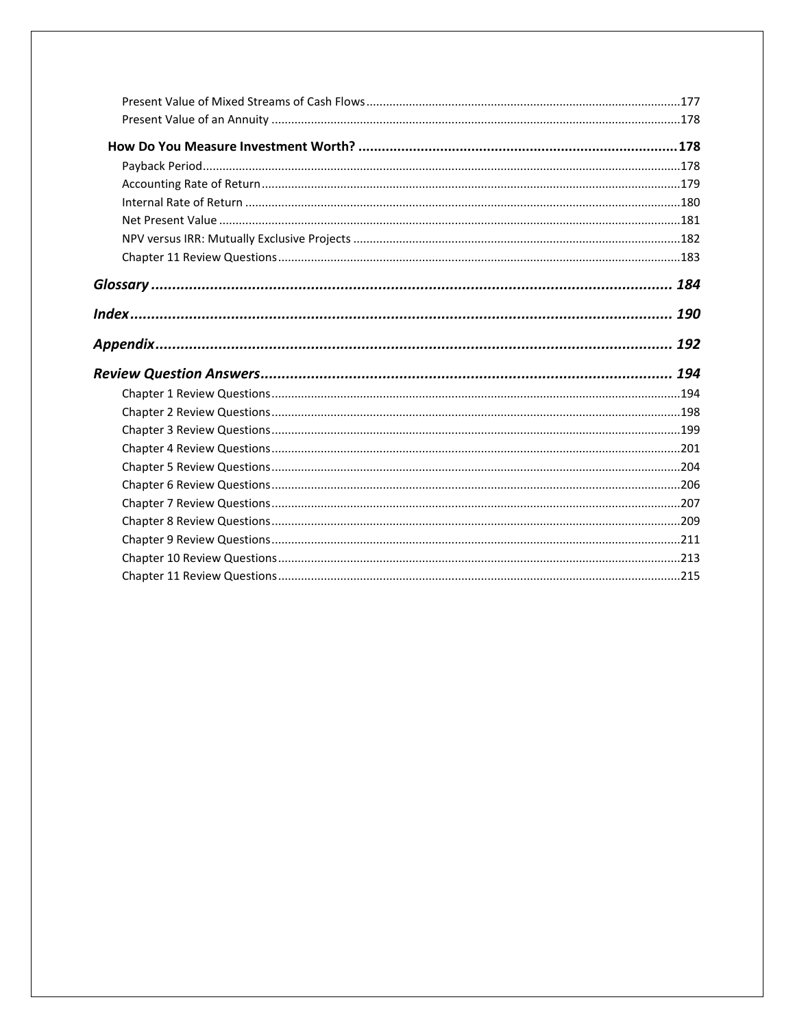Present Value of Mixed Streams of Cash Flows ......................................................................................177
Present Value of an Annuity ....................................................................................................178

**How Do You Measure Investment Worth? ....................................................................178**

Payback Period..........................................................................................................................178
Accounting Rate of Return .......................................................................................................179
Internal Rate of Return ............................................................................................................180
Net Present Value ....................................................................................................................181
NPV versus IRR: Mutually Exclusive Projects .........................................................................182
Chapter 11 Review Questions ..................................................................................................183

***Glossary ........................................................................................................................ 184***

***Index ............................................................................................................................. 190***

***Appendix ....................................................................................................................... 192***

***Review Question Answers ............................................................................................. 194***

Chapter 1 Review Questions ....................................................................................................194
Chapter 2 Review Questions ....................................................................................................198
Chapter 3 Review Questions ....................................................................................................199
Chapter 4 Review Questions ....................................................................................................201
Chapter 5 Review Questions ....................................................................................................204
Chapter 6 Review Questions ....................................................................................................206
Chapter 7 Review Questions ....................................................................................................207
Chapter 8 Review Questions ....................................................................................................209
Chapter 9 Review Questions ....................................................................................................211
Chapter 10 Review Questions ..................................................................................................213
Chapter 11 Review Questions ..................................................................................................215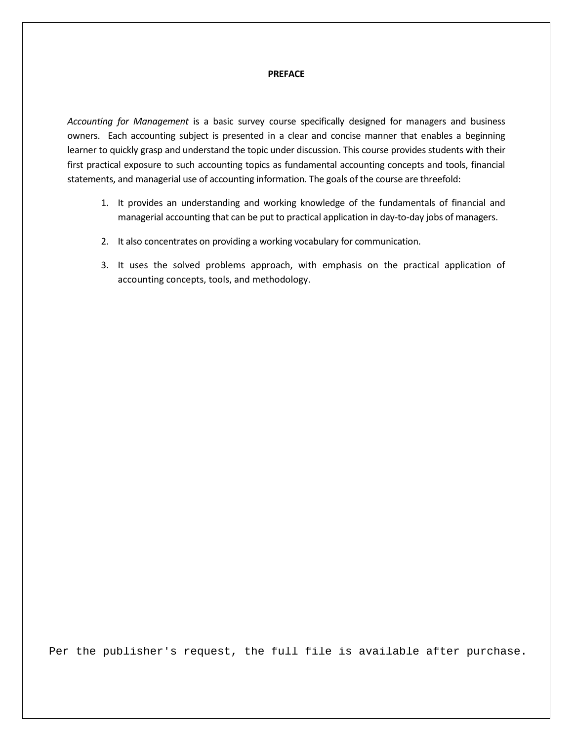## PREFACE

*Accounting for Management* is a basic survey course specifically designed for managers and business owners. Each accounting subject is presented in a clear and concise manner that enables a beginning learner to quickly grasp and understand the topic under discussion. This course provides students with their first practical exposure to such accounting topics as fundamental accounting concepts and tools, financial statements, and managerial use of accounting information. The goals of the course are threefold:

1. It provides an understanding and working knowledge of the fundamentals of financial and managerial accounting that can be put to practical application in day-to-day jobs of managers.
2. It also concentrates on providing a working vocabulary for communication.
3. It uses the solved problems approach, with emphasis on the practical application of accounting concepts, tools, and methodology.